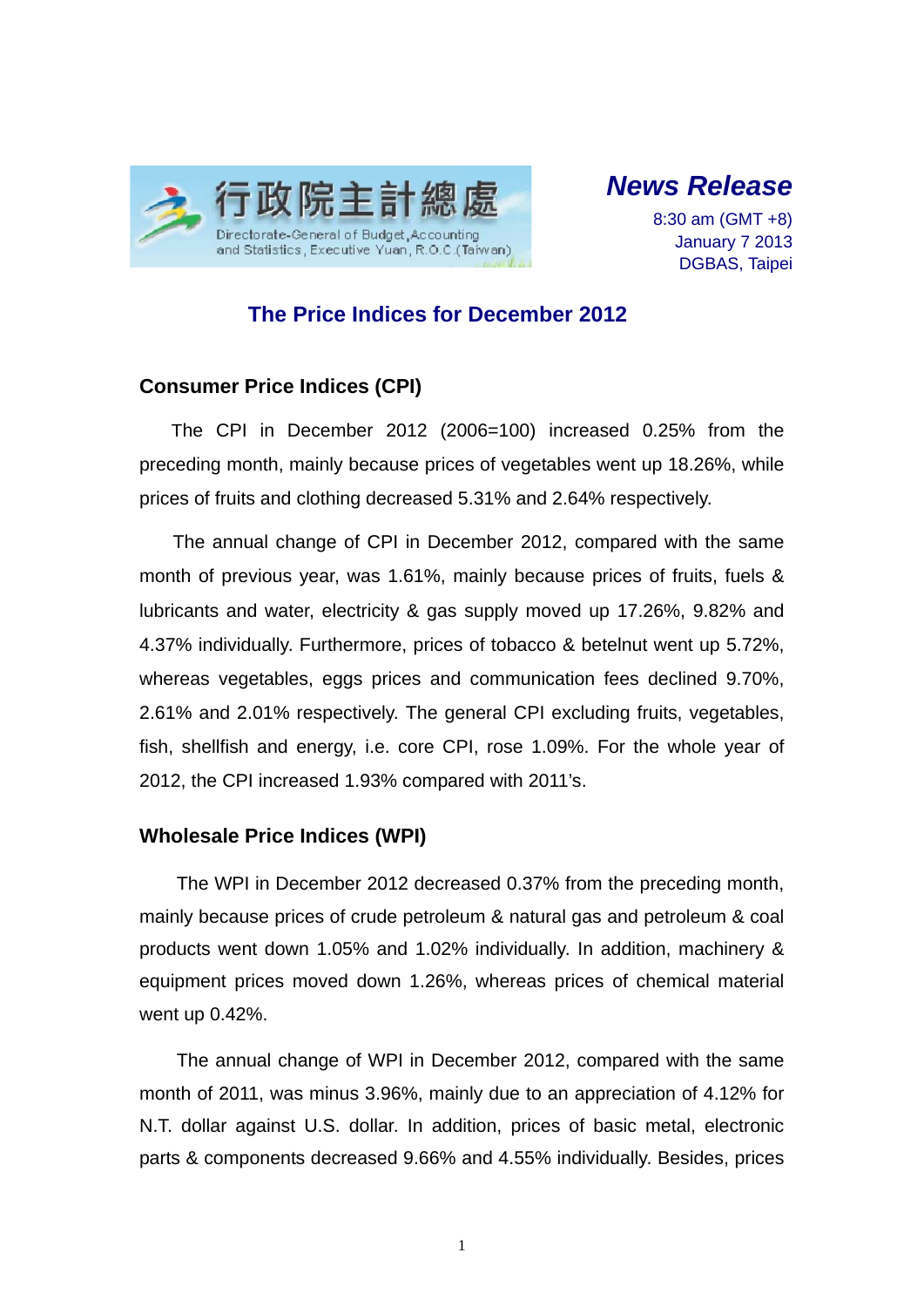行政院主計總處

Directorate-General of Budget, Accounting and Statistics, Executive Yuan, R.O.C.(Taiwan)

***News Release***

8:30 am (GMT +8)
January 7 2013
DGBAS, Taipei

# The Price Indices for December 2012

## Consumer Price Indices (CPI)

The CPI in December 2012 (2006=100) increased 0.25% from the preceding month, mainly because prices of vegetables went up 18.26%, while prices of fruits and clothing decreased 5.31% and 2.64% respectively.

The annual change of CPI in December 2012, compared with the same month of previous year, was 1.61%, mainly because prices of fruits, fuels & lubricants and water, electricity & gas supply moved up 17.26%, 9.82% and 4.37% individually. Furthermore, prices of tobacco & betelnut went up 5.72%, whereas vegetables, eggs prices and communication fees declined 9.70%, 2.61% and 2.01% respectively. The general CPI excluding fruits, vegetables, fish, shellfish and energy, i.e. core CPI, rose 1.09%. For the whole year of 2012, the CPI increased 1.93% compared with 2011's.

## Wholesale Price Indices (WPI)

The WPI in December 2012 decreased 0.37% from the preceding month, mainly because prices of crude petroleum & natural gas and petroleum & coal products went down 1.05% and 1.02% individually. In addition, machinery & equipment prices moved down 1.26%, whereas prices of chemical material went up 0.42%.

The annual change of WPI in December 2012, compared with the same month of 2011, was minus 3.96%, mainly due to an appreciation of 4.12% for N.T. dollar against U.S. dollar. In addition, prices of basic metal, electronic parts & components decreased 9.66% and 4.55% individually. Besides, prices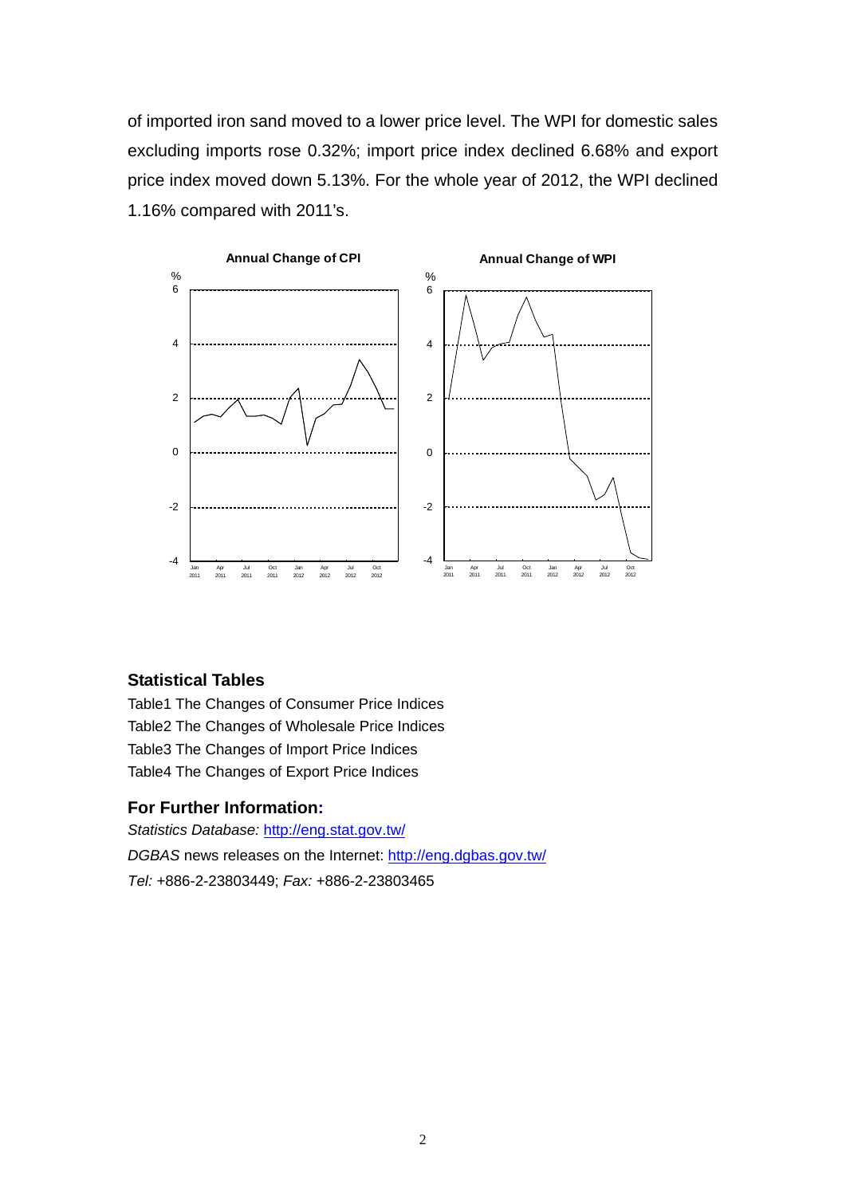of imported iron sand moved to a lower price level. The WPI for domestic sales excluding imports rose 0.32%; import price index declined 6.68% and export price index moved down 5.13%. For the whole year of 2012, the WPI declined 1.16% compared with 2011's.

**Annual Change of CPI**

%
6
4
2
0
-2
-4

Jan 2011 Apr 2011 Jul 2011 Oct 2011 Jan 2012 Apr 2012 Jul 2012 Oct 2012

**Annual Change of WPI**

%
6
4
2
0
-2
-4

Jan 2011 Apr 2011 Jul 2011 Oct 2011 Jan 2012 Apr 2012 Jul 2012 Oct 2012

## Statistical Tables

Table1 The Changes of Consumer Price Indices
Table2 The Changes of Wholesale Price Indices
Table3 The Changes of Import Price Indices
Table4 The Changes of Export Price Indices

## For Further Information:

*Statistics Database:* http://eng.stat.gov.tw/
*DGBAS* news releases on the Internet: http://eng.dgbas.gov.tw/
*Tel:* +886-2-23803449; *Fax:* +886-2-23803465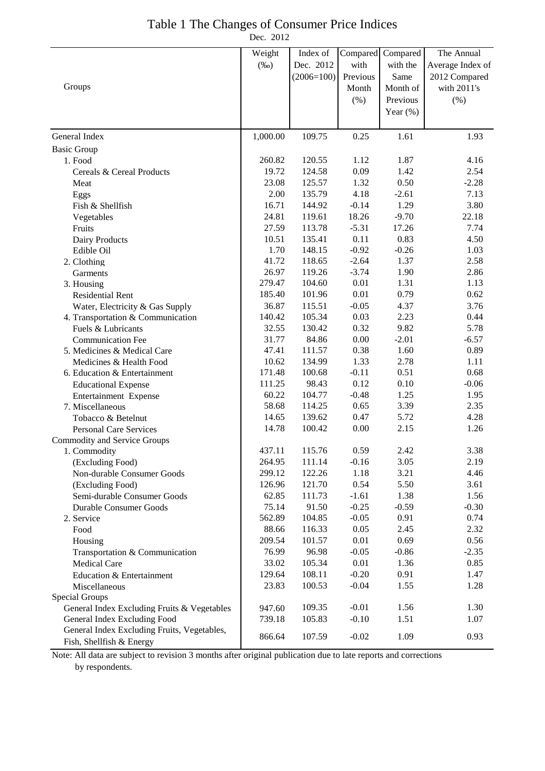# Table 1 The Changes of Consumer Price Indices

Dec. 2012

| Groups | Weight (‰) | Index of Dec. 2012 (2006=100) | Compared with Previous Month (%) | Compared with the Same Month of Previous Year (%) | The Annual Average Index of 2012 Compared with 2011's (%) |
|---|---|---|---|---|---|
| General Index | 1,000.00 | 109.75 | 0.25 | 1.61 | 1.93 |
| Basic Group | | | | | |
| 1. Food | 260.82 | 120.55 | 1.12 | 1.87 | 4.16 |
| Cereals & Cereal Products | 19.72 | 124.58 | 0.09 | 1.42 | 2.54 |
| Meat | 23.08 | 125.57 | 1.32 | 0.50 | -2.28 |
| Eggs | 2.00 | 135.79 | 4.18 | -2.61 | 7.13 |
| Fish & Shellfish | 16.71 | 144.92 | -0.14 | 1.29 | 3.80 |
| Vegetables | 24.81 | 119.61 | 18.26 | -9.70 | 22.18 |
| Fruits | 27.59 | 113.78 | -5.31 | 17.26 | 7.74 |
| Dairy Products | 10.51 | 135.41 | 0.11 | 0.83 | 4.50 |
| Edible Oil | 1.70 | 148.15 | -0.92 | -0.26 | 1.03 |
| 2. Clothing | 41.72 | 118.65 | -2.64 | 1.37 | 2.58 |
| Garments | 26.97 | 119.26 | -3.74 | 1.90 | 2.86 |
| 3. Housing | 279.47 | 104.60 | 0.01 | 1.31 | 1.13 |
| Residential Rent | 185.40 | 101.96 | 0.01 | 0.79 | 0.62 |
| Water, Electricity & Gas Supply | 36.87 | 115.51 | -0.05 | 4.37 | 3.76 |
| 4. Transportation & Communication | 140.42 | 105.34 | 0.03 | 2.23 | 0.44 |
| Fuels & Lubricants | 32.55 | 130.42 | 0.32 | 9.82 | 5.78 |
| Communication Fee | 31.77 | 84.86 | 0.00 | -2.01 | -6.57 |
| 5. Medicines & Medical Care | 47.41 | 111.57 | 0.38 | 1.60 | 0.89 |
| Medicines & Health Food | 10.62 | 134.99 | 1.33 | 2.78 | 1.11 |
| 6. Education & Entertainment | 171.48 | 100.68 | -0.11 | 0.51 | 0.68 |
| Educational Expense | 111.25 | 98.43 | 0.12 | 0.10 | -0.06 |
| Entertainment Expense | 60.22 | 104.77 | -0.48 | 1.25 | 1.95 |
| 7. Miscellaneous | 58.68 | 114.25 | 0.65 | 3.39 | 2.35 |
| Tobacco & Betelnut | 14.65 | 139.62 | 0.47 | 5.72 | 4.28 |
| Personal Care Services | 14.78 | 100.42 | 0.00 | 2.15 | 1.26 |
| Commodity and Service Groups | | | | | |
| 1. Commodity | 437.11 | 115.76 | 0.59 | 2.42 | 3.38 |
| (Excluding Food) | 264.95 | 111.14 | -0.16 | 3.05 | 2.19 |
| Non-durable Consumer Goods | 299.12 | 122.26 | 1.18 | 3.21 | 4.46 |
| (Excluding Food) | 126.96 | 121.70 | 0.54 | 5.50 | 3.61 |
| Semi-durable Consumer Goods | 62.85 | 111.73 | -1.61 | 1.38 | 1.56 |
| Durable Consumer Goods | 75.14 | 91.50 | -0.25 | -0.59 | -0.30 |
| 2. Service | 562.89 | 104.85 | -0.05 | 0.91 | 0.74 |
| Food | 88.66 | 116.33 | 0.05 | 2.45 | 2.32 |
| Housing | 209.54 | 101.57 | 0.01 | 0.69 | 0.56 |
| Transportation & Communication | 76.99 | 96.98 | -0.05 | -0.86 | -2.35 |
| Medical Care | 33.02 | 105.34 | 0.01 | 1.36 | 0.85 |
| Education & Entertainment | 129.64 | 108.11 | -0.20 | 0.91 | 1.47 |
| Miscellaneous | 23.83 | 100.53 | -0.04 | 1.55 | 1.28 |
| Special Groups | | | | | |
| General Index Excluding Fruits & Vegetables | 947.60 | 109.35 | -0.01 | 1.56 | 1.30 |
| General Index Excluding Food | 739.18 | 105.83 | -0.10 | 1.51 | 1.07 |
| General Index Excluding Fruits, Vegetables, Fish, Shellfish & Energy | 866.64 | 107.59 | -0.02 | 1.09 | 0.93 |

Note: All data are subject to revision 3 months after original publication due to late reports and corrections by respondents.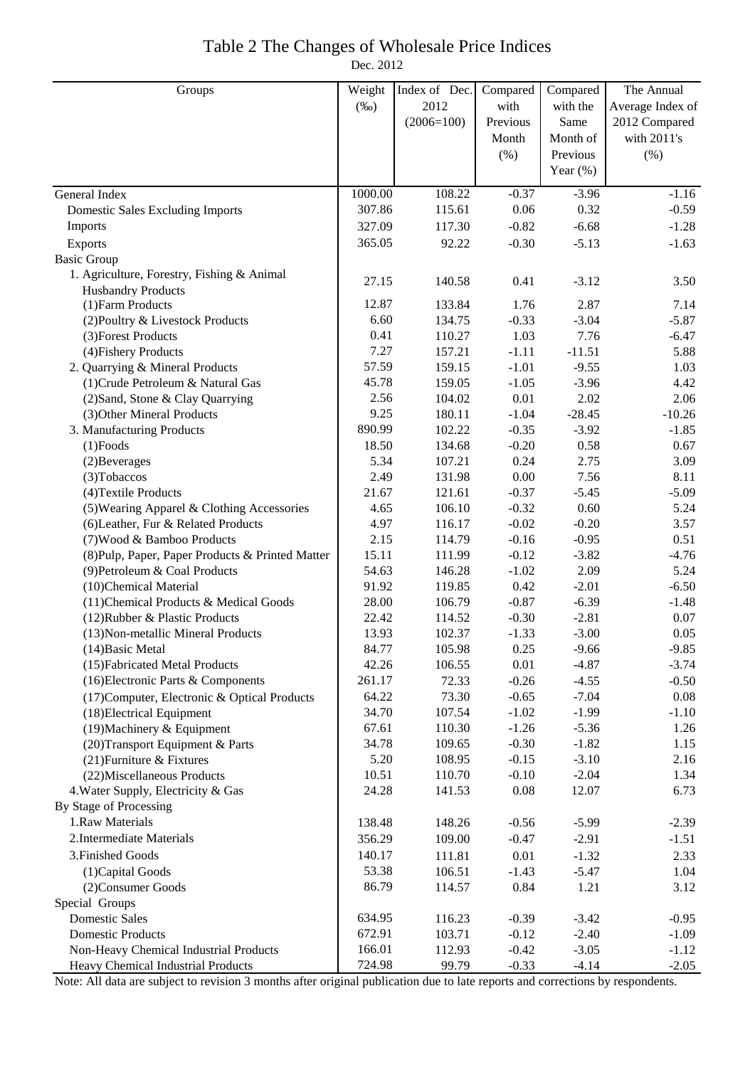# Table 2 The Changes of Wholesale Price Indices

Dec. 2012

| Groups | Weight (‰) | Index of Dec. 2012 (2006=100) | Compared with Previous Month (%) | Compared with the Same Month of Previous Year (%) | The Annual Average Index of 2012 Compared with 2011's (%) |
|---|---|---|---|---|---|
| General Index | 1000.00 | 108.22 | -0.37 | -3.96 | -1.16 |
| Domestic Sales Excluding Imports | 307.86 | 115.61 | 0.06 | 0.32 | -0.59 |
| Imports | 327.09 | 117.30 | -0.82 | -6.68 | -1.28 |
| Exports | 365.05 | 92.22 | -0.30 | -5.13 | -1.63 |
| Basic Group | | | | | |
| 1. Agriculture, Forestry, Fishing & Animal Husbandry Products | 27.15 | 140.58 | 0.41 | -3.12 | 3.50 |
| (1)Farm Products | 12.87 | 133.84 | 1.76 | 2.87 | 7.14 |
| (2)Poultry & Livestock Products | 6.60 | 134.75 | -0.33 | -3.04 | -5.87 |
| (3)Forest Products | 0.41 | 110.27 | 1.03 | 7.76 | -6.47 |
| (4)Fishery Products | 7.27 | 157.21 | -1.11 | -11.51 | 5.88 |
| 2. Quarrying & Mineral Products | 57.59 | 159.15 | -1.01 | -9.55 | 1.03 |
| (1)Crude Petroleum & Natural Gas | 45.78 | 159.05 | -1.05 | -3.96 | 4.42 |
| (2)Sand, Stone & Clay Quarrying | 2.56 | 104.02 | 0.01 | 2.02 | 2.06 |
| (3)Other Mineral Products | 9.25 | 180.11 | -1.04 | -28.45 | -10.26 |
| 3. Manufacturing Products | 890.99 | 102.22 | -0.35 | -3.92 | -1.85 |
| (1)Foods | 18.50 | 134.68 | -0.20 | 0.58 | 0.67 |
| (2)Beverages | 5.34 | 107.21 | 0.24 | 2.75 | 3.09 |
| (3)Tobaccos | 2.49 | 131.98 | 0.00 | 7.56 | 8.11 |
| (4)Textile Products | 21.67 | 121.61 | -0.37 | -5.45 | -5.09 |
| (5)Wearing Apparel & Clothing Accessories | 4.65 | 106.10 | -0.32 | 0.60 | 5.24 |
| (6)Leather, Fur & Related Products | 4.97 | 116.17 | -0.02 | -0.20 | 3.57 |
| (7)Wood & Bamboo Products | 2.15 | 114.79 | -0.16 | -0.95 | 0.51 |
| (8)Pulp, Paper, Paper Products & Printed Matter | 15.11 | 111.99 | -0.12 | -3.82 | -4.76 |
| (9)Petroleum & Coal Products | 54.63 | 146.28 | -1.02 | 2.09 | 5.24 |
| (10)Chemical Material | 91.92 | 119.85 | 0.42 | -2.01 | -6.50 |
| (11)Chemical Products & Medical Goods | 28.00 | 106.79 | -0.87 | -6.39 | -1.48 |
| (12)Rubber & Plastic Products | 22.42 | 114.52 | -0.30 | -2.81 | 0.07 |
| (13)Non-metallic Mineral Products | 13.93 | 102.37 | -1.33 | -3.00 | 0.05 |
| (14)Basic Metal | 84.77 | 105.98 | 0.25 | -9.66 | -9.85 |
| (15)Fabricated Metal Products | 42.26 | 106.55 | 0.01 | -4.87 | -3.74 |
| (16)Electronic Parts & Components | 261.17 | 72.33 | -0.26 | -4.55 | -0.50 |
| (17)Computer, Electronic & Optical Products | 64.22 | 73.30 | -0.65 | -7.04 | 0.08 |
| (18)Electrical Equipment | 34.70 | 107.54 | -1.02 | -1.99 | -1.10 |
| (19)Machinery & Equipment | 67.61 | 110.30 | -1.26 | -5.36 | 1.26 |
| (20)Transport Equipment & Parts | 34.78 | 109.65 | -0.30 | -1.82 | 1.15 |
| (21)Furniture & Fixtures | 5.20 | 108.95 | -0.15 | -3.10 | 2.16 |
| (22)Miscellaneous Products | 10.51 | 110.70 | -0.10 | -2.04 | 1.34 |
| 4.Water Supply, Electricity & Gas | 24.28 | 141.53 | 0.08 | 12.07 | 6.73 |
| By Stage of Processing | | | | | |
| 1.Raw Materials | 138.48 | 148.26 | -0.56 | -5.99 | -2.39 |
| 2.Intermediate Materials | 356.29 | 109.00 | -0.47 | -2.91 | -1.51 |
| 3.Finished Goods | 140.17 | 111.81 | 0.01 | -1.32 | 2.33 |
| (1)Capital Goods | 53.38 | 106.51 | -1.43 | -5.47 | 1.04 |
| (2)Consumer Goods | 86.79 | 114.57 | 0.84 | 1.21 | 3.12 |
| Special Groups | | | | | |
| Domestic Sales | 634.95 | 116.23 | -0.39 | -3.42 | -0.95 |
| Domestic Products | 672.91 | 103.71 | -0.12 | -2.40 | -1.09 |
| Non-Heavy Chemical Industrial Products | 166.01 | 112.93 | -0.42 | -3.05 | -1.12 |
| Heavy Chemical Industrial Products | 724.98 | 99.79 | -0.33 | -4.14 | -2.05 |

Note: All data are subject to revision 3 months after original publication due to late reports and corrections by respondents.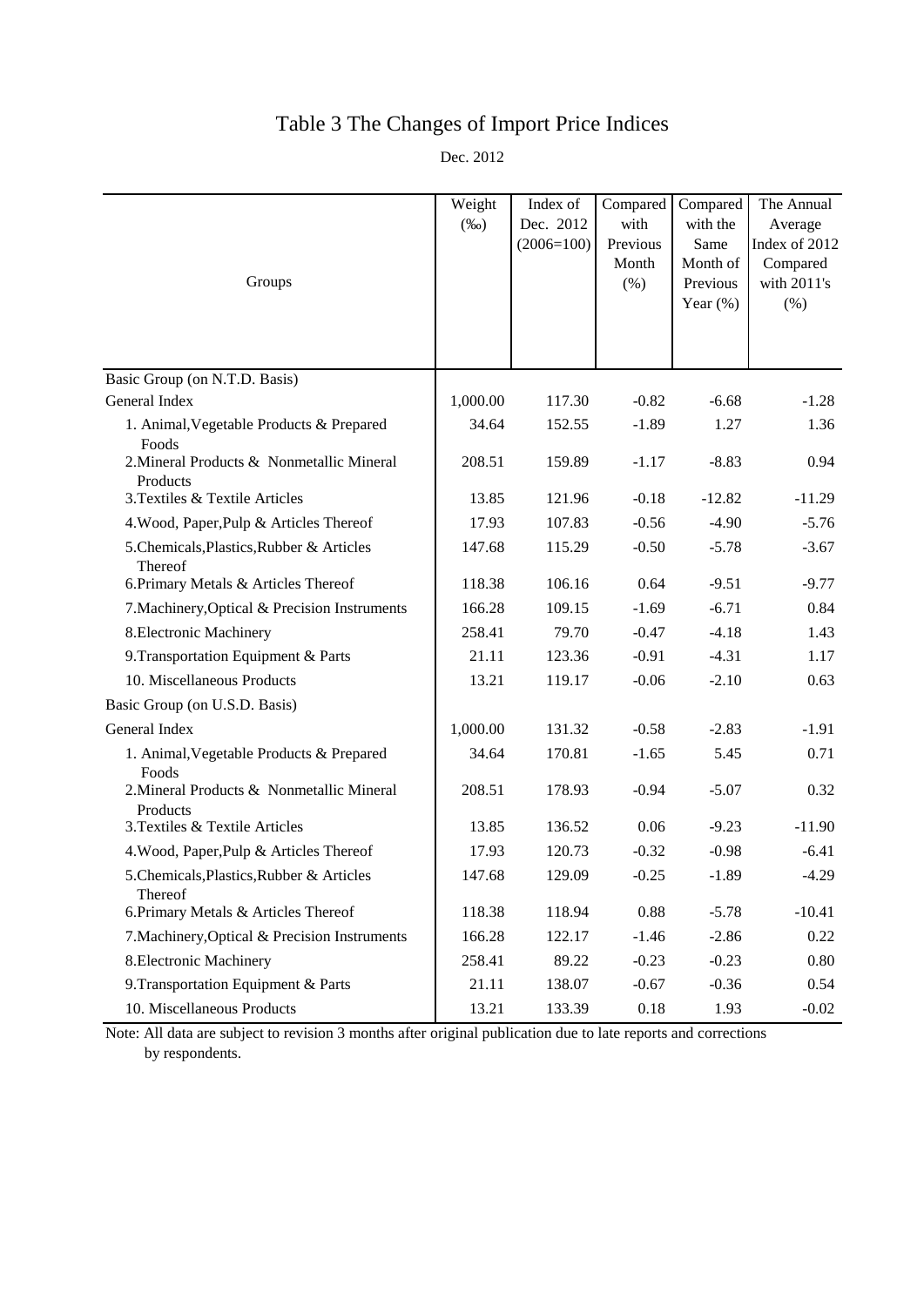# Table 3 The Changes of Import Price Indices

Dec. 2012

| Groups | Weight (‰) | Index of Dec. 2012 (2006=100) | Compared with Previous Month (%) | Compared with the Same Month of Previous Year (%) | The Annual Average Index of 2012 Compared with 2011's (%) |
|---|---|---|---|---|---|
| Basic Group (on N.T.D. Basis) | | | | | |
| General Index | 1,000.00 | 117.30 | -0.82 | -6.68 | -1.28 |
| 1. Animal,Vegetable Products & Prepared Foods | 34.64 | 152.55 | -1.89 | 1.27 | 1.36 |
| 2.Mineral Products & Nonmetallic Mineral Products | 208.51 | 159.89 | -1.17 | -8.83 | 0.94 |
| 3.Textiles & Textile Articles | 13.85 | 121.96 | -0.18 | -12.82 | -11.29 |
| 4.Wood, Paper,Pulp & Articles Thereof | 17.93 | 107.83 | -0.56 | -4.90 | -5.76 |
| 5.Chemicals,Plastics,Rubber & Articles Thereof | 147.68 | 115.29 | -0.50 | -5.78 | -3.67 |
| 6.Primary Metals & Articles Thereof | 118.38 | 106.16 | 0.64 | -9.51 | -9.77 |
| 7.Machinery,Optical & Precision Instruments | 166.28 | 109.15 | -1.69 | -6.71 | 0.84 |
| 8.Electronic Machinery | 258.41 | 79.70 | -0.47 | -4.18 | 1.43 |
| 9.Transportation Equipment & Parts | 21.11 | 123.36 | -0.91 | -4.31 | 1.17 |
| 10. Miscellaneous Products | 13.21 | 119.17 | -0.06 | -2.10 | 0.63 |
| Basic Group (on U.S.D. Basis) | | | | | |
| General Index | 1,000.00 | 131.32 | -0.58 | -2.83 | -1.91 |
| 1. Animal,Vegetable Products & Prepared Foods | 34.64 | 170.81 | -1.65 | 5.45 | 0.71 |
| 2.Mineral Products & Nonmetallic Mineral Products | 208.51 | 178.93 | -0.94 | -5.07 | 0.32 |
| 3.Textiles & Textile Articles | 13.85 | 136.52 | 0.06 | -9.23 | -11.90 |
| 4.Wood, Paper,Pulp & Articles Thereof | 17.93 | 120.73 | -0.32 | -0.98 | -6.41 |
| 5.Chemicals,Plastics,Rubber & Articles Thereof | 147.68 | 129.09 | -0.25 | -1.89 | -4.29 |
| 6.Primary Metals & Articles Thereof | 118.38 | 118.94 | 0.88 | -5.78 | -10.41 |
| 7.Machinery,Optical & Precision Instruments | 166.28 | 122.17 | -1.46 | -2.86 | 0.22 |
| 8.Electronic Machinery | 258.41 | 89.22 | -0.23 | -0.23 | 0.80 |
| 9.Transportation Equipment & Parts | 21.11 | 138.07 | -0.67 | -0.36 | 0.54 |
| 10. Miscellaneous Products | 13.21 | 133.39 | 0.18 | 1.93 | -0.02 |

Note: All data are subject to revision 3 months after original publication due to late reports and corrections by respondents.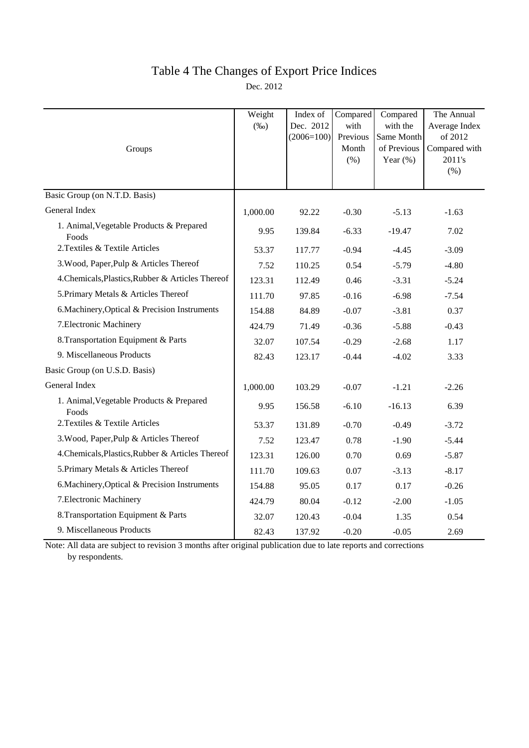# Table 4 The Changes of Export Price Indices

Dec. 2012

| Groups | Weight (‰) | Index of Dec. 2012 (2006=100) | Compared with Previous Month (%) | Compared with the Same Month of Previous Year (%) | The Annual Average Index of 2012 Compared with 2011's (%) |
|---|---|---|---|---|---|
| Basic Group (on N.T.D. Basis) | | | | | |
| General Index | 1,000.00 | 92.22 | -0.30 | -5.13 | -1.63 |
| 1. Animal,Vegetable Products & Prepared Foods | 9.95 | 139.84 | -6.33 | -19.47 | 7.02 |
| 2.Textiles & Textile Articles | 53.37 | 117.77 | -0.94 | -4.45 | -3.09 |
| 3.Wood, Paper,Pulp & Articles Thereof | 7.52 | 110.25 | 0.54 | -5.79 | -4.80 |
| 4.Chemicals,Plastics,Rubber & Articles Thereof | 123.31 | 112.49 | 0.46 | -3.31 | -5.24 |
| 5.Primary Metals & Articles Thereof | 111.70 | 97.85 | -0.16 | -6.98 | -7.54 |
| 6.Machinery,Optical & Precision Instruments | 154.88 | 84.89 | -0.07 | -3.81 | 0.37 |
| 7.Electronic Machinery | 424.79 | 71.49 | -0.36 | -5.88 | -0.43 |
| 8.Transportation Equipment & Parts | 32.07 | 107.54 | -0.29 | -2.68 | 1.17 |
| 9. Miscellaneous Products | 82.43 | 123.17 | -0.44 | -4.02 | 3.33 |
| Basic Group (on U.S.D. Basis) | | | | | |
| General Index | 1,000.00 | 103.29 | -0.07 | -1.21 | -2.26 |
| 1. Animal,Vegetable Products & Prepared Foods | 9.95 | 156.58 | -6.10 | -16.13 | 6.39 |
| 2.Textiles & Textile Articles | 53.37 | 131.89 | -0.70 | -0.49 | -3.72 |
| 3.Wood, Paper,Pulp & Articles Thereof | 7.52 | 123.47 | 0.78 | -1.90 | -5.44 |
| 4.Chemicals,Plastics,Rubber & Articles Thereof | 123.31 | 126.00 | 0.70 | 0.69 | -5.87 |
| 5.Primary Metals & Articles Thereof | 111.70 | 109.63 | 0.07 | -3.13 | -8.17 |
| 6.Machinery,Optical & Precision Instruments | 154.88 | 95.05 | 0.17 | 0.17 | -0.26 |
| 7.Electronic Machinery | 424.79 | 80.04 | -0.12 | -2.00 | -1.05 |
| 8.Transportation Equipment & Parts | 32.07 | 120.43 | -0.04 | 1.35 | 0.54 |
| 9. Miscellaneous Products | 82.43 | 137.92 | -0.20 | -0.05 | 2.69 |

Note: All data are subject to revision 3 months after original publication due to late reports and corrections by respondents.